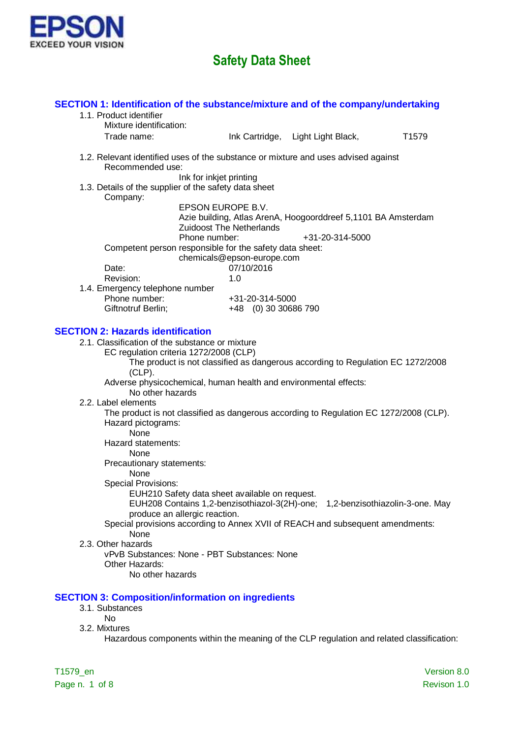EPSON
EXCEED YOUR VISION

# Safety Data Sheet

## SECTION 1: Identification of the substance/mixture and of the company/undertaking

1.1. Product identifier

Mixture identification:

Trade name: Ink Cartridge, Light Light Black, T1579

1.2. Relevant identified uses of the substance or mixture and uses advised against

Recommended use:

Ink for inkjet printing

1.3. Details of the supplier of the safety data sheet

Company:

EPSON EUROPE B.V.
Azie building, Atlas ArenA, Hoogoorddreef 5,1101 BA Amsterdam
Zuidoost The Netherlands
Phone number: +31-20-314-5000

Competent person responsible for the safety data sheet:

chemicals@epson-europe.com

Date: 07/10/2016

Revision: 1.0

1.4. Emergency telephone number

Phone number: +31-20-314-5000

Giftnotruf Berlin; +48 (0) 30 30686 790

## SECTION 2: Hazards identification

2.1. Classification of the substance or mixture

EC regulation criteria 1272/2008 (CLP)

The product is not classified as dangerous according to Regulation EC 1272/2008 (CLP).

Adverse physicochemical, human health and environmental effects:

No other hazards

2.2. Label elements

The product is not classified as dangerous according to Regulation EC 1272/2008 (CLP).

Hazard pictograms:

None

Hazard statements:

None

Precautionary statements:

None

Special Provisions:

EUH210 Safety data sheet available on request.

EUH208 Contains 1,2-benzisothiazol-3(2H)-one; 1,2-benzisothiazolin-3-one. May produce an allergic reaction.

Special provisions according to Annex XVII of REACH and subsequent amendments:

None

2.3. Other hazards

vPvB Substances: None - PBT Substances: None

Other Hazards:

No other hazards

## SECTION 3: Composition/information on ingredients

3.1. Substances

No

3.2. Mixtures

Hazardous components within the meaning of the CLP regulation and related classification: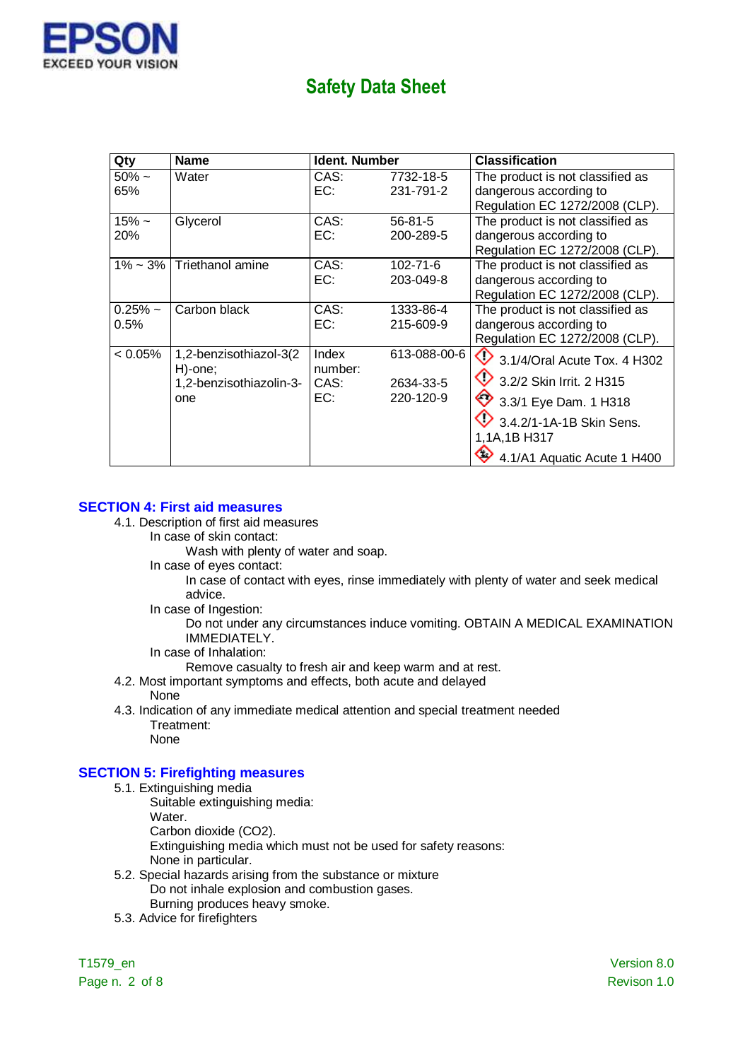| Qty | Name | Ident. Number | | Classification |
|---|---|---|---|---|
| 50% ~ 65% | Water | CAS:<br>EC: | 7732-18-5<br>231-791-2 | The product is not classified as dangerous according to Regulation EC 1272/2008 (CLP). |
| 15% ~ 20% | Glycerol | CAS:<br>EC: | 56-81-5<br>200-289-5 | The product is not classified as dangerous according to Regulation EC 1272/2008 (CLP). |
| 1% ~ 3% | Triethanol amine | CAS:<br>EC: | 102-71-6<br>203-049-8 | The product is not classified as dangerous according to Regulation EC 1272/2008 (CLP). |
| 0.25% ~ 0.5% | Carbon black | CAS:<br>EC: | 1333-86-4<br>215-609-9 | The product is not classified as dangerous according to Regulation EC 1272/2008 (CLP). |
| < 0.05% | 1,2-benzisothiazol-3(2H)-one; 1,2-benzisothiazolin-3-one | Index number:<br>CAS:<br>EC: | 613-088-00-6<br>2634-33-5<br>220-120-9 | 3.1/4/Oral Acute Tox. 4 H302<br>3.2/2 Skin Irrit. 2 H315<br>3.3/1 Eye Dam. 1 H318<br>3.4.2/1-1A-1B Skin Sens. 1,1A,1B H317<br>4.1/A1 Aquatic Acute 1 H400 |

## SECTION 4: First aid measures

4.1. Description of first aid measures

In case of skin contact:

Wash with plenty of water and soap.

In case of eyes contact:

In case of contact with eyes, rinse immediately with plenty of water and seek medical advice.

In case of Ingestion:

Do not under any circumstances induce vomiting. OBTAIN A MEDICAL EXAMINATION IMMEDIATELY.

In case of Inhalation:

Remove casualty to fresh air and keep warm and at rest.

4.2. Most important symptoms and effects, both acute and delayed

None

4.3. Indication of any immediate medical attention and special treatment needed

Treatment:

None

## SECTION 5: Firefighting measures

5.1. Extinguishing media

Suitable extinguishing media:

Water.

Carbon dioxide ($CO_2$).

Extinguishing media which must not be used for safety reasons:

None in particular.

5.2. Special hazards arising from the substance or mixture

Do not inhale explosion and combustion gases.

Burning produces heavy smoke.

5.3. Advice for firefighters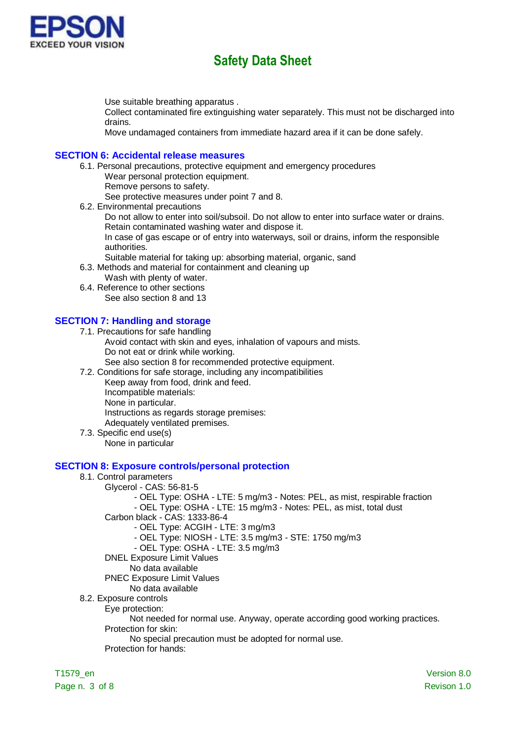Use suitable breathing apparatus .
Collect contaminated fire extinguishing water separately. This must not be discharged into drains.
Move undamaged containers from immediate hazard area if it can be done safely.

## SECTION 6: Accidental release measures

6.1. Personal precautions, protective equipment and emergency procedures
- Wear personal protection equipment.
- Remove persons to safety.
- See protective measures under point 7 and 8.

6.2. Environmental precautions
- Do not allow to enter into soil/subsoil. Do not allow to enter into surface water or drains.
- Retain contaminated washing water and dispose it.
- In case of gas escape or of entry into waterways, soil or drains, inform the responsible authorities.
- Suitable material for taking up: absorbing material, organic, sand

6.3. Methods and material for containment and cleaning up
- Wash with plenty of water.

6.4. Reference to other sections
- See also section 8 and 13

## SECTION 7: Handling and storage

7.1. Precautions for safe handling
- Avoid contact with skin and eyes, inhalation of vapours and mists.
- Do not eat or drink while working.
- See also section 8 for recommended protective equipment.

7.2. Conditions for safe storage, including any incompatibilities
- Keep away from food, drink and feed.
- Incompatible materials:
- None in particular.
- Instructions as regards storage premises:
- Adequately ventilated premises.

7.3. Specific end use(s)
- None in particular

## SECTION 8: Exposure controls/personal protection

8.1. Control parameters

Glycerol - CAS: 56-81-5
- OEL Type: OSHA - LTE: 5 mg/m3 - Notes: PEL, as mist, respirable fraction
- OEL Type: OSHA - LTE: 15 mg/m3 - Notes: PEL, as mist, total dust

Carbon black - CAS: 1333-86-4
- OEL Type: ACGIH - LTE: 3 mg/m3
- OEL Type: NIOSH - LTE: 3.5 mg/m3 - STE: 1750 mg/m3
- OEL Type: OSHA - LTE: 3.5 mg/m3

DNEL Exposure Limit Values
- No data available

PNEC Exposure Limit Values
- No data available

8.2. Exposure controls

Eye protection:
- Not needed for normal use. Anyway, operate according good working practices.

Protection for skin:
- No special precaution must be adopted for normal use.

Protection for hands: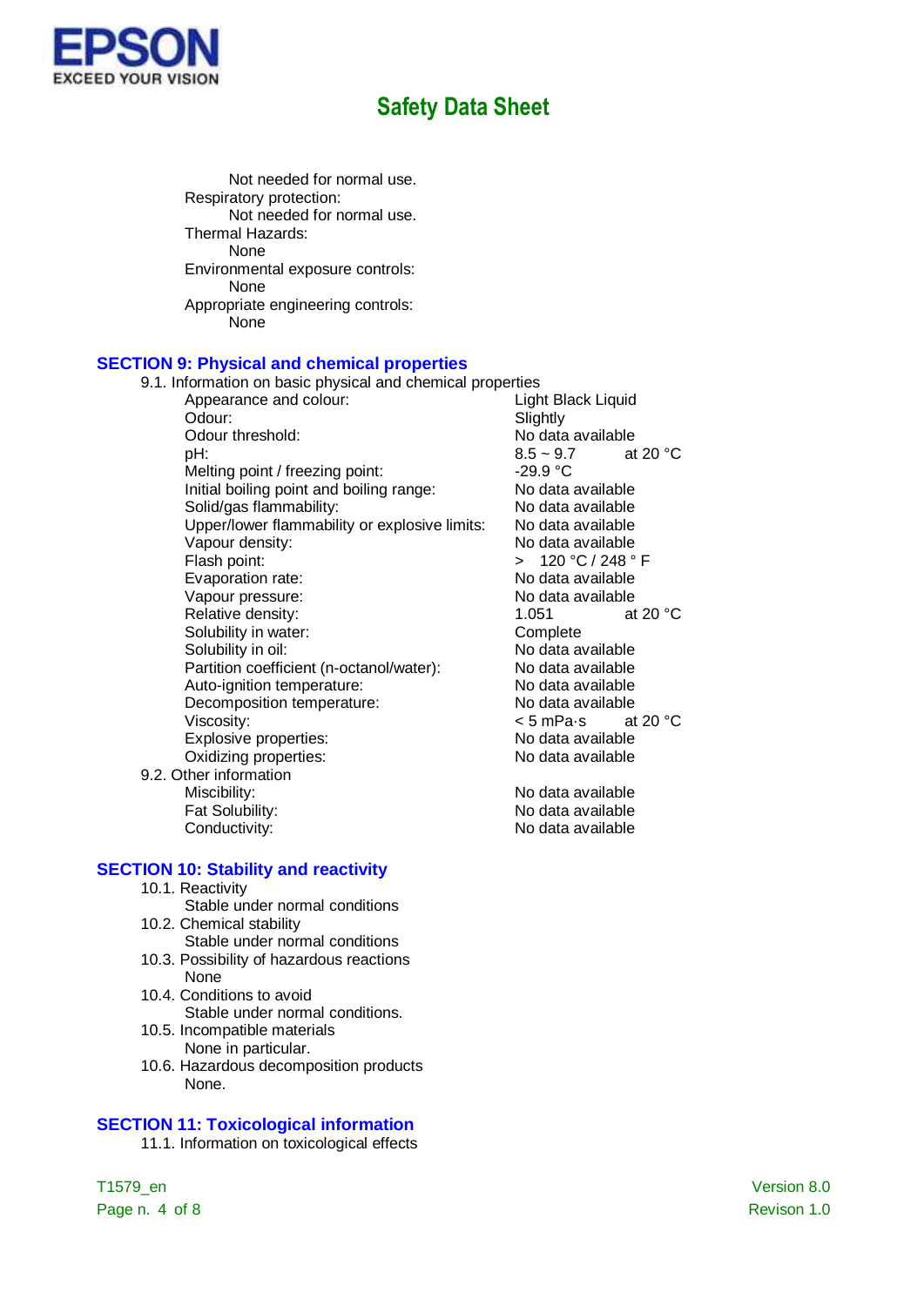Not needed for normal use.

Respiratory protection:

Not needed for normal use.

Thermal Hazards:

None

Environmental exposure controls:

None

Appropriate engineering controls:

None

## SECTION 9: Physical and chemical properties

9.1. Information on basic physical and chemical properties

| Property | Value | Condition |
|---|---|---|
| Appearance and colour: | Light Black Liquid | |
| Odour: | Slightly | |
| Odour threshold: | No data available | |
| pH: | 8.5 ~ 9.7 | at 20 °C |
| Melting point / freezing point: | -29.9 °C | |
| Initial boiling point and boiling range: | No data available | |
| Solid/gas flammability: | No data available | |
| Upper/lower flammability or explosive limits: | No data available | |
| Vapour density: | No data available | |
| Flash point: | > 120 °C / 248 ° F | |
| Evaporation rate: | No data available | |
| Vapour pressure: | No data available | |
| Relative density: | 1.051 | at 20 °C |
| Solubility in water: | Complete | |
| Solubility in oil: | No data available | |
| Partition coefficient (n-octanol/water): | No data available | |
| Auto-ignition temperature: | No data available | |
| Decomposition temperature: | No data available | |
| Viscosity: | < 5 mPa·s | at 20 °C |
| Explosive properties: | No data available | |
| Oxidizing properties: | No data available | |

9.2. Other information

| Property | Value |
|---|---|
| Miscibility: | No data available |
| Fat Solubility: | No data available |
| Conductivity: | No data available |

## SECTION 10: Stability and reactivity

10.1. Reactivity

Stable under normal conditions

10.2. Chemical stability

Stable under normal conditions

10.3. Possibility of hazardous reactions

None

10.4. Conditions to avoid

Stable under normal conditions.

10.5. Incompatible materials

None in particular.

10.6. Hazardous decomposition products

None.

## SECTION 11: Toxicological information

11.1. Information on toxicological effects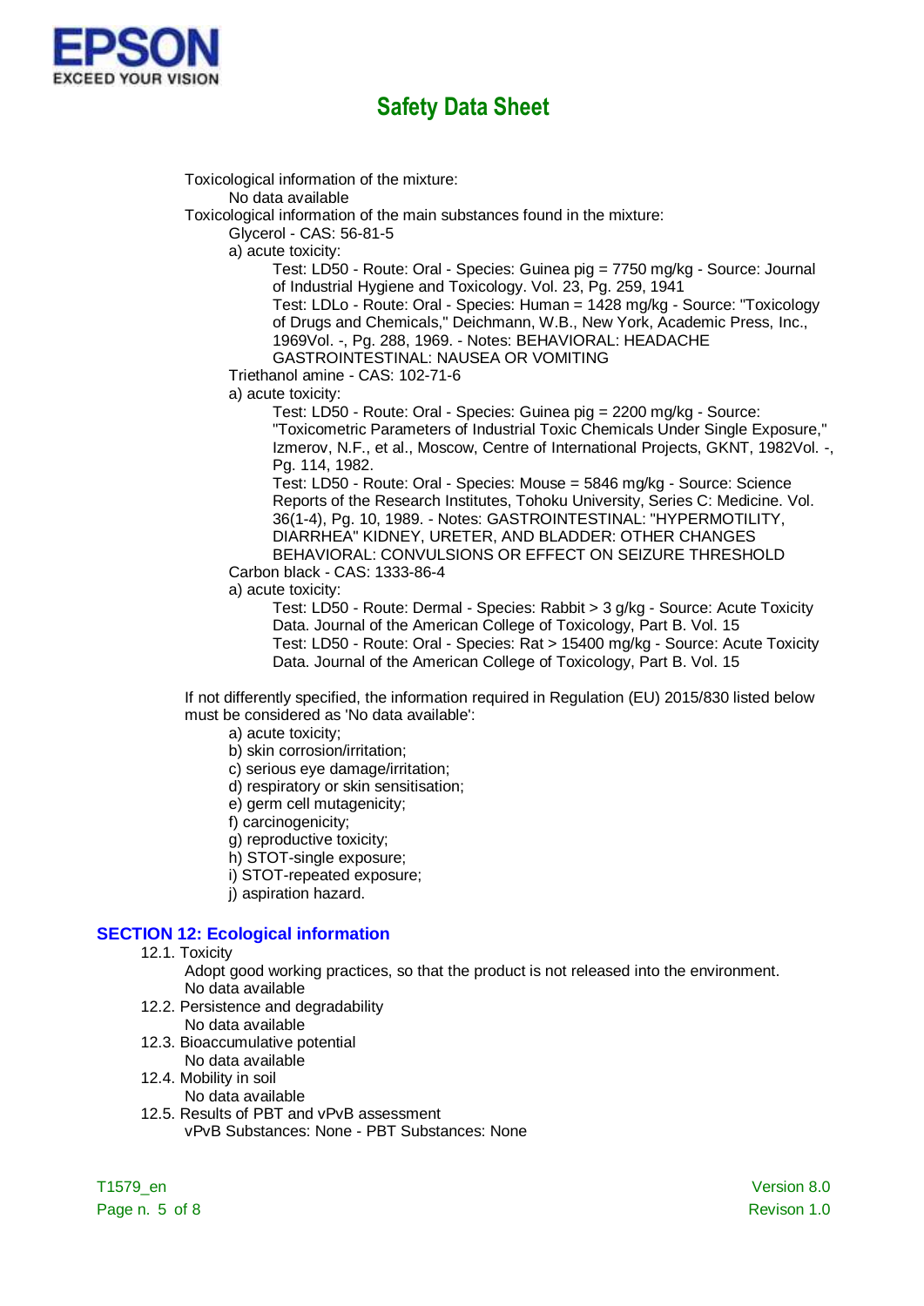Toxicological information of the mixture:

No data available

Toxicological information of the main substances found in the mixture:

Glycerol - CAS: 56-81-5

a) acute toxicity:

Test: LD50 - Route: Oral - Species: Guinea pig = 7750 mg/kg - Source: Journal of Industrial Hygiene and Toxicology. Vol. 23, Pg. 259, 1941

Test: LDLo - Route: Oral - Species: Human = 1428 mg/kg - Source: "Toxicology of Drugs and Chemicals," Deichmann, W.B., New York, Academic Press, Inc., 1969Vol. -, Pg. 288, 1969. - Notes: BEHAVIORAL: HEADACHE GASTROINTESTINAL: NAUSEA OR VOMITING

Triethanol amine - CAS: 102-71-6

a) acute toxicity:

Test: LD50 - Route: Oral - Species: Guinea pig = 2200 mg/kg - Source: "Toxicometric Parameters of Industrial Toxic Chemicals Under Single Exposure," Izmerov, N.F., et al., Moscow, Centre of International Projects, GKNT, 1982Vol. -, Pg. 114, 1982.

Test: LD50 - Route: Oral - Species: Mouse = 5846 mg/kg - Source: Science Reports of the Research Institutes, Tohoku University, Series C: Medicine. Vol. 36(1-4), Pg. 10, 1989. - Notes: GASTROINTESTINAL: "HYPERMOTILITY, DIARRHEA" KIDNEY, URETER, AND BLADDER: OTHER CHANGES BEHAVIORAL: CONVULSIONS OR EFFECT ON SEIZURE THRESHOLD

Carbon black - CAS: 1333-86-4

a) acute toxicity:

Test: LD50 - Route: Dermal - Species: Rabbit > 3 g/kg - Source: Acute Toxicity Data. Journal of the American College of Toxicology, Part B. Vol. 15

Test: LD50 - Route: Oral - Species: Rat > 15400 mg/kg - Source: Acute Toxicity Data. Journal of the American College of Toxicology, Part B. Vol. 15

If not differently specified, the information required in Regulation (EU) 2015/830 listed below must be considered as 'No data available':

a) acute toxicity;
b) skin corrosion/irritation;
c) serious eye damage/irritation;
d) respiratory or skin sensitisation;
e) germ cell mutagenicity;
f) carcinogenicity;
g) reproductive toxicity;
h) STOT-single exposure;
i) STOT-repeated exposure;
j) aspiration hazard.

## SECTION 12: Ecological information

12.1. Toxicity

Adopt good working practices, so that the product is not released into the environment.

No data available

12.2. Persistence and degradability

No data available

12.3. Bioaccumulative potential

No data available

12.4. Mobility in soil

No data available

12.5. Results of PBT and vPvB assessment

vPvB Substances: None - PBT Substances: None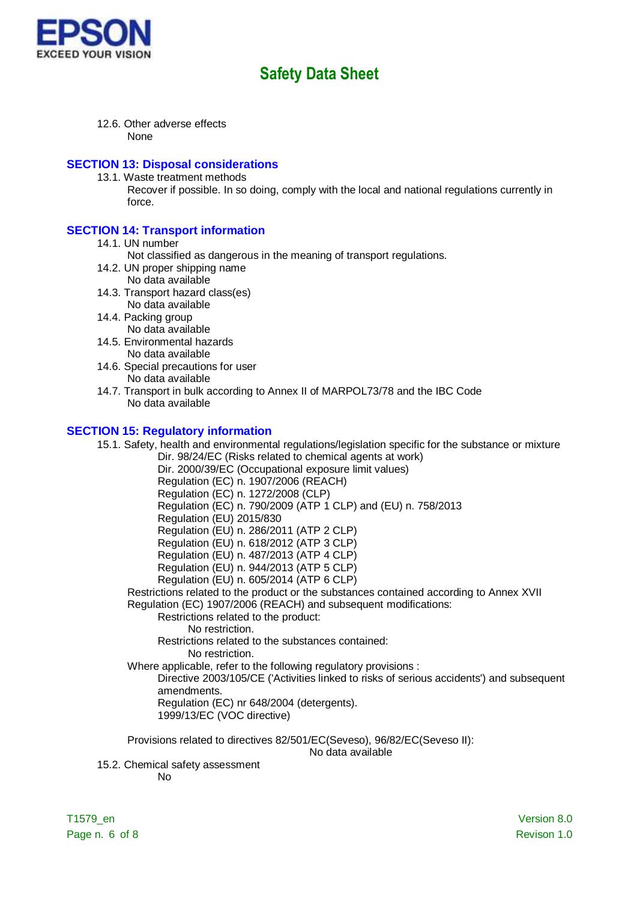12.6. Other adverse effects

None

## SECTION 13: Disposal considerations

13.1. Waste treatment methods

Recover if possible. In so doing, comply with the local and national regulations currently in force.

## SECTION 14: Transport information

14.1. UN number

Not classified as dangerous in the meaning of transport regulations.

14.2. UN proper shipping name

No data available

14.3. Transport hazard class(es)

No data available

14.4. Packing group

No data available

14.5. Environmental hazards

No data available

14.6. Special precautions for user

No data available

14.7. Transport in bulk according to Annex II of MARPOL73/78 and the IBC Code

No data available

## SECTION 15: Regulatory information

15.1. Safety, health and environmental regulations/legislation specific for the substance or mixture

Dir. 98/24/EC (Risks related to chemical agents at work)
Dir. 2000/39/EC (Occupational exposure limit values)
Regulation (EC) n. 1907/2006 (REACH)
Regulation (EC) n. 1272/2008 (CLP)
Regulation (EC) n. 790/2009 (ATP 1 CLP) and (EU) n. 758/2013
Regulation (EU) 2015/830
Regulation (EU) n. 286/2011 (ATP 2 CLP)
Regulation (EU) n. 618/2012 (ATP 3 CLP)
Regulation (EU) n. 487/2013 (ATP 4 CLP)
Regulation (EU) n. 944/2013 (ATP 5 CLP)
Regulation (EU) n. 605/2014 (ATP 6 CLP)

Restrictions related to the product or the substances contained according to Annex XVII Regulation (EC) 1907/2006 (REACH) and subsequent modifications:

Restrictions related to the product:

No restriction.

Restrictions related to the substances contained:

No restriction.

Where applicable, refer to the following regulatory provisions :

Directive 2003/105/CE ('Activities linked to risks of serious accidents') and subsequent amendments.
Regulation (EC) nr 648/2004 (detergents).
1999/13/EC (VOC directive)

Provisions related to directives 82/501/EC(Seveso), 96/82/EC(Seveso II):

No data available

15.2. Chemical safety assessment

No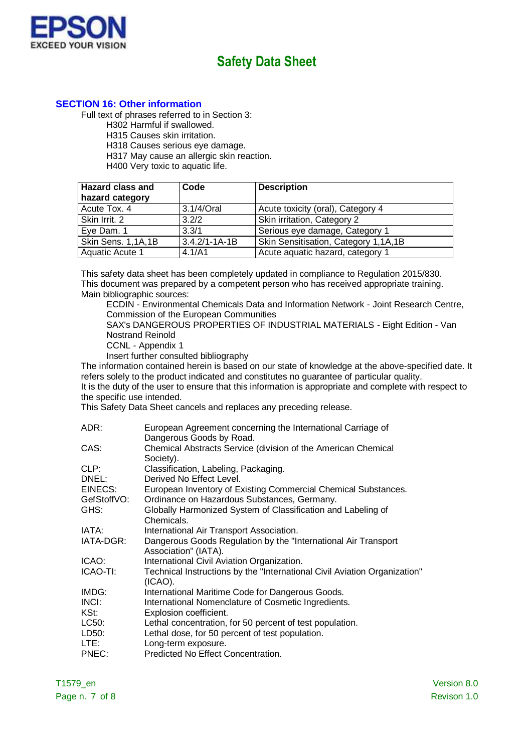## SECTION 16: Other information

Full text of phrases referred to in Section 3:

H302 Harmful if swallowed.
H315 Causes skin irritation.
H318 Causes serious eye damage.
H317 May cause an allergic skin reaction.
H400 Very toxic to aquatic life.

| Hazard class and hazard category | Code | Description |
|---|---|---|
| Acute Tox. 4 | 3.1/4/Oral | Acute toxicity (oral), Category 4 |
| Skin Irrit. 2 | 3.2/2 | Skin irritation, Category 2 |
| Eye Dam. 1 | 3.3/1 | Serious eye damage, Category 1 |
| Skin Sens. 1,1A,1B | 3.4.2/1-1A-1B | Skin Sensitisation, Category 1,1A,1B |
| Aquatic Acute 1 | 4.1/A1 | Acute aquatic hazard, category 1 |

This safety data sheet has been completely updated in compliance to Regulation 2015/830.
This document was prepared by a competent person who has received appropriate training.
Main bibliographic sources:

ECDIN - Environmental Chemicals Data and Information Network - Joint Research Centre, Commission of the European Communities
SAX's DANGEROUS PROPERTIES OF INDUSTRIAL MATERIALS - Eight Edition - Van Nostrand Reinold
CCNL - Appendix 1
Insert further consulted bibliography

The information contained herein is based on our state of knowledge at the above-specified date. It refers solely to the product indicated and constitutes no guarantee of particular quality.
It is the duty of the user to ensure that this information is appropriate and complete with respect to the specific use intended.
This Safety Data Sheet cancels and replaces any preceding release.

| | |
|---|---|
| ADR: | European Agreement concerning the International Carriage of Dangerous Goods by Road. |
| CAS: | Chemical Abstracts Service (division of the American Chemical Society). |
| CLP: | Classification, Labeling, Packaging. |
| DNEL: | Derived No Effect Level. |
| EINECS: | European Inventory of Existing Commercial Chemical Substances. |
| GefStoffVO: | Ordinance on Hazardous Substances, Germany. |
| GHS: | Globally Harmonized System of Classification and Labeling of Chemicals. |
| IATA: | International Air Transport Association. |
| IATA-DGR: | Dangerous Goods Regulation by the "International Air Transport Association" (IATA). |
| ICAO: | International Civil Aviation Organization. |
| ICAO-TI: | Technical Instructions by the "International Civil Aviation Organization" (ICAO). |
| IMDG: | International Maritime Code for Dangerous Goods. |
| INCI: | International Nomenclature of Cosmetic Ingredients. |
| KSt: | Explosion coefficient. |
| LC50: | Lethal concentration, for 50 percent of test population. |
| LD50: | Lethal dose, for 50 percent of test population. |
| LTE: | Long-term exposure. |
| PNEC: | Predicted No Effect Concentration. |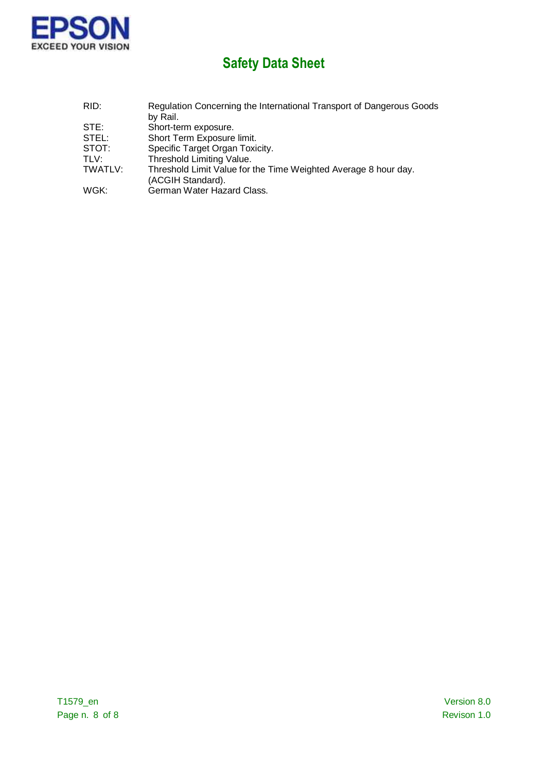| | |
|---|---|
| RID: | Regulation Concerning the International Transport of Dangerous Goods by Rail. |
| STE: | Short-term exposure. |
| STEL: | Short Term Exposure limit. |
| STOT: | Specific Target Organ Toxicity. |
| TLV: | Threshold Limiting Value. |
| TWATLV: | Threshold Limit Value for the Time Weighted Average 8 hour day. (ACGIH Standard). |
| WGK: | German Water Hazard Class. |